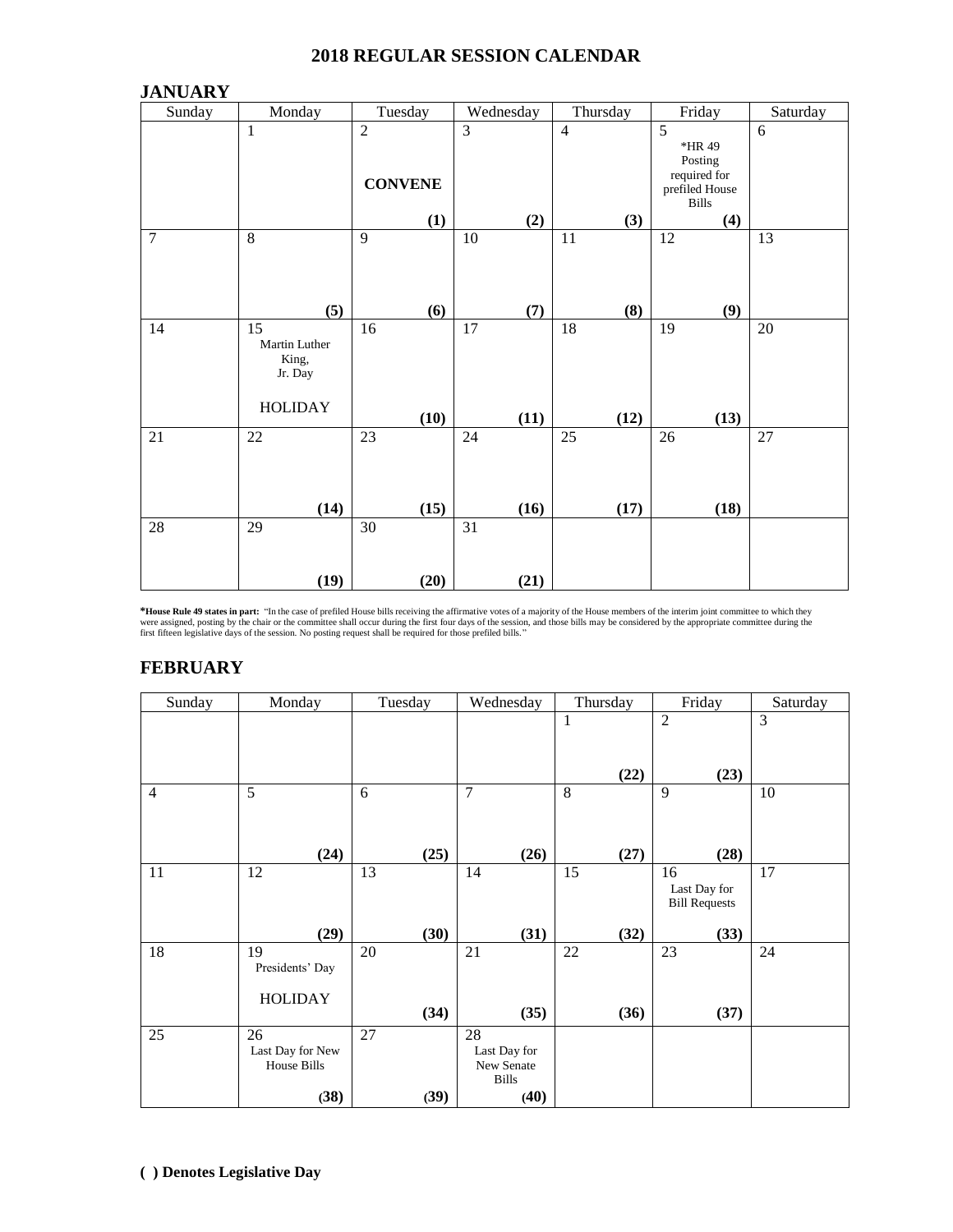# 2018 REGULAR SESSION CALENDAR

## JANUARY

| Sunday | Monday | Tuesday | Wednesday | Thursday | Friday | Saturday |
|---|---|---|---|---|---|---|
| | 1 | 2 CONVENE **(1)** | 3 **(2)** | 4 **(3)** | 5 *HR 49 Posting required for prefiled House Bills **(4)** | 6 |
| 7 | 8 **(5)** | 9 **(6)** | 10 **(7)** | 11 **(8)** | 12 **(9)** | 13 |
| 14 | 15 Martin Luther King, Jr. Day HOLIDAY | 16 **(10)** | 17 **(11)** | 18 **(12)** | 19 **(13)** | 20 |
| 21 | 22 **(14)** | 23 **(15)** | 24 **(16)** | 25 **(17)** | 26 **(18)** | 27 |
| 28 | 29 **(19)** | 30 **(20)** | 31 **(21)** | | | |

***House Rule 49 states in part:** "In the case of prefiled House bills receiving the affirmative votes of a majority of the House members of the interim joint committee to which they were assigned, posting by the chair or the committee shall occur during the first four days of the session, and those bills may be considered by the appropriate committee during the first fifteen legislative days of the session. No posting request shall be required for those prefiled bills."

## FEBRUARY

| Sunday | Monday | Tuesday | Wednesday | Thursday | Friday | Saturday |
|---|---|---|---|---|---|---|
| | | | | 1 **(22)** | 2 **(23)** | 3 |
| 4 | 5 **(24)** | 6 **(25)** | 7 **(26)** | 8 **(27)** | 9 **(28)** | 10 |
| 11 | 12 **(29)** | 13 **(30)** | 14 **(31)** | 15 **(32)** | 16 Last Day for Bill Requests **(33)** | 17 |
| 18 | 19 Presidents' Day HOLIDAY | 20 **(34)** | 21 **(35)** | 22 **(36)** | 23 **(37)** | 24 |
| 25 | 26 Last Day for New House Bills **(38)** | 27 **(39)** | 28 Last Day for New Senate Bills **(40)** | | | |

**( ) Denotes Legislative Day**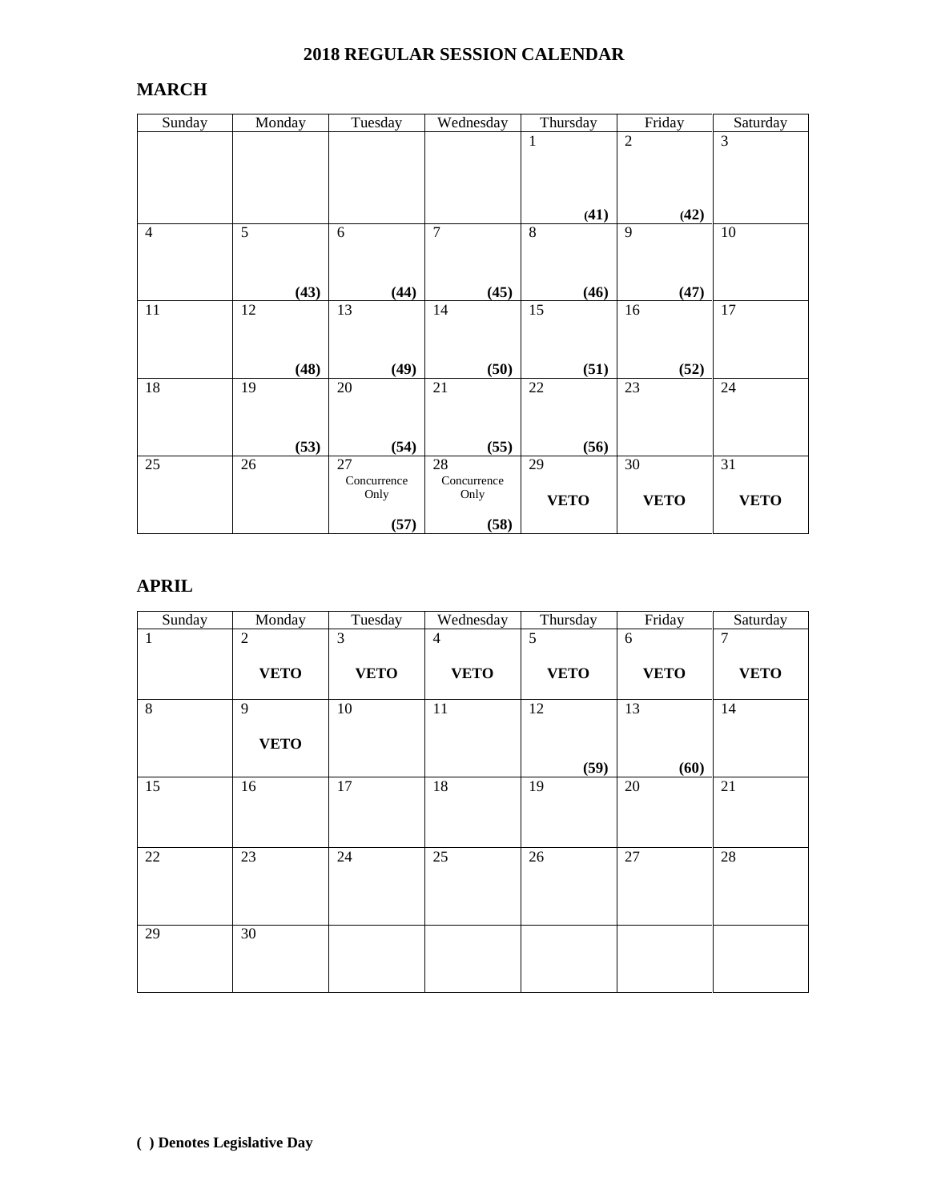# 2018 REGULAR SESSION CALENDAR

## MARCH

| Sunday | Monday | Tuesday | Wednesday | Thursday | Friday | Saturday |
|---|---|---|---|---|---|---|
| | | | | 1 **(41)** | 2 **(42)** | 3 |
| 4 | 5 **(43)** | 6 **(44)** | 7 **(45)** | 8 **(46)** | 9 **(47)** | 10 |
| 11 | 12 **(48)** | 13 **(49)** | 14 **(50)** | 15 **(51)** | 16 **(52)** | 17 |
| 18 | 19 **(53)** | 20 **(54)** | 21 **(55)** | 22 **(56)** | 23 | 24 |
| 25 | 26 | 27 Concurrence Only **(57)** | 28 Concurrence Only **(58)** | 29 **VETO** | 30 **VETO** | 31 **VETO** |

## APRIL

| Sunday | Monday | Tuesday | Wednesday | Thursday | Friday | Saturday |
|---|---|---|---|---|---|---|
| 1 | 2 **VETO** | 3 **VETO** | 4 **VETO** | 5 **VETO** | 6 **VETO** | 7 **VETO** |
| 8 | 9 **VETO** | 10 | 11 | 12 **(59)** | 13 **(60)** | 14 |
| 15 | 16 | 17 | 18 | 19 | 20 | 21 |
| 22 | 23 | 24 | 25 | 26 | 27 | 28 |
| 29 | 30 | | | | | |

**( ) Denotes Legislative Day**